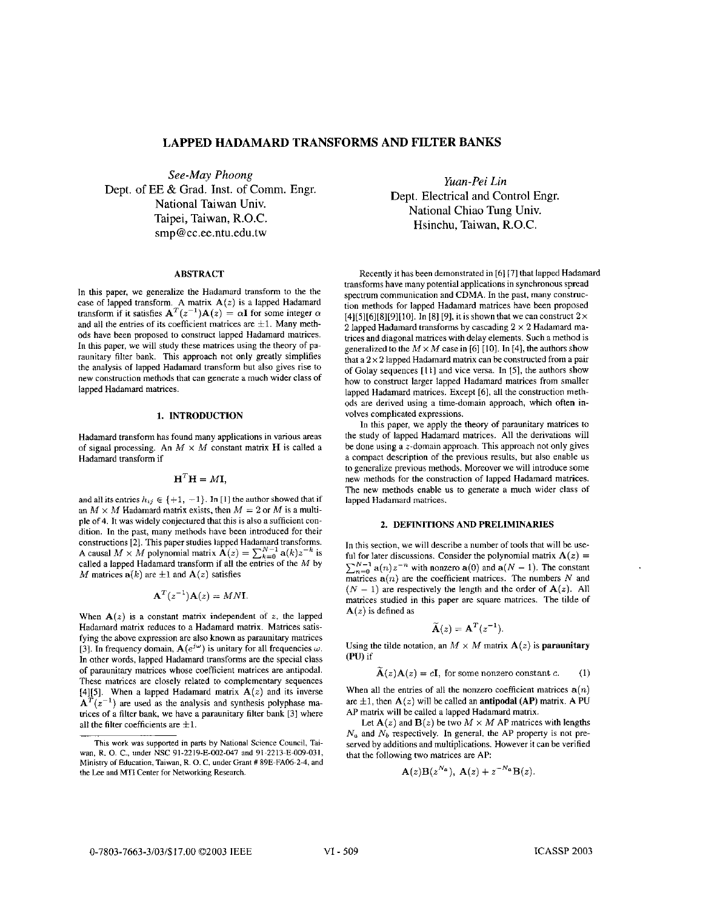# LAPPED HADAMARD TRANSFORMS AND FILTER BANKS

*See-May Phoong*
Dept. of EE & Grad. Inst. of Comm. Engr.
National Taiwan Univ.
Taipei, Taiwan, R.O.C.
smp@cc.ee.ntu.edu.tw

*Yuan-Pei Lin*
Dept. Electrical and Control Engr.
National Chiao Tung Univ.
Hsinchu, Taiwan, R.O.C.

## ABSTRACT

In this paper, we generalize the Hadamard transform to the the case of lapped transform. A matrix $\mathbf{A}(z)$ is a lapped Hadamard transform if it satisfies $\mathbf{A}^T(z^{-1})\mathbf{A}(z) = \alpha\mathbf{I}$ for some integer $\alpha$ and all the entries of its coefficient matrices are $\pm 1$. Many methods have been proposed to construct lapped Hadamard matrices. In this paper, we will study these matrices using the theory of paraunitary filter bank. This approach not only greatly simplifies the analysis of lapped Hadamard transform but also gives rise to new construction methods that can generate a much wider class of lapped Hadamard matrices.

## 1. INTRODUCTION

Hadamard transform has found many applications in various areas of signal processing. An $M \times M$ constant matrix $\mathbf{H}$ is called a Hadamard transform if

$$\mathbf{H}^T\mathbf{H} = M\mathbf{I},$$

and all its entries $h_{ij} \in \{+1, -1\}$. In [1] the author showed that if an $M \times M$ Hadamard matrix exists, then $M = 2$ or $M$ is a multiple of 4. It was widely conjectured that this is also a sufficient condition. In the past, many methods have been introduced for their constructions [2]. This paper studies lapped Hadamard transforms. A causal $M \times M$ polynomial matrix $\mathbf{A}(z) = \sum_{k=0}^{N-1} \mathbf{a}(k)z^{-k}$ is called a lapped Hadamard transform if all the entries of the $M$ by $M$ matrices $\mathbf{a}(k)$ are $\pm 1$ and $\mathbf{A}(z)$ satisfies

$$\mathbf{A}^T(z^{-1})\mathbf{A}(z) = MN\mathbf{I}.$$

When $\mathbf{A}(z)$ is a constant matrix independent of $z$, the lapped Hadamard matrix reduces to a Hadamard matrix. Matrices satisfying the above expression are also known as paraunitary matrices [3]. In frequency domain, $\mathbf{A}(e^{j\omega})$ is unitary for all frequencies $\omega$. In other words, lapped Hadamard transforms are the special class of paraunitary matrices whose coefficient matrices are antipodal. These matrices are closely related to complementary sequences [4][5]. When a lapped Hadamard matrix $\mathbf{A}(z)$ and its inverse $\mathbf{A}^T(z^{-1})$ are used as the analysis and synthesis polyphase matrices of a filter bank, we have a paraunitary filter bank [3] where all the filter coefficients are $\pm 1$.

This work was supported in parts by National Science Council, Taiwan, R. O. C., under NSC 91-2219-E-002-047 and 91-2213-E-009-031, Ministry of Education, Taiwan, R. O. C. under Grant # 89E-FA06-2-4, and the Lee and MTI Center for Networking Research.

Recently it has been demonstrated in [6] [7] that lapped Hadamard transforms have many potential applications in synchronous spread spectrum communication and CDMA. In the past, many construction methods for lapped Hadamard matrices have been proposed [4][5][6][8][9][10]. In [8] [9], it is shown that we can construct $2 \times 2$ lapped Hadamard transforms by cascading $2 \times 2$ Hadamard matrices and diagonal matrices with delay elements. Such a method is generalized to the $M \times M$ case in [6] [10]. In [4], the authors show that a $2 \times 2$ lapped Hadamard matrix can be constructed from a pair of Golay sequences [11] and vice versa. In [5], the authors show how to construct larger lapped Hadamard matrices from smaller lapped Hadamard matrices. Except [6], all the construction methods are derived using a time-domain approach, which often involves complicated expressions.

In this paper, we apply the theory of paraunitary matrices to the study of lapped Hadamard matrices. All the derivations will be done using a $z$-domain approach. This approach not only gives a compact description of the previous results, but also enable us to generalize previous methods. Moreover we will introduce some new methods for the construction of lapped Hadamard matrices. The new methods enable us to generate a much wider class of lapped Hadamard matrices.

## 2. DEFINITIONS AND PRELIMINARIES

In this section, we will describe a number of tools that will be useful for later discussions. Consider the polynomial matrix $\mathbf{A}(z) = \sum_{n=0}^{N-1} \mathbf{a}(n)z^{-n}$ with nonzero $\mathbf{a}(0)$ and $\mathbf{a}(N-1)$. The constant matrices $\mathbf{a}(n)$ are the coefficient matrices. The numbers $N$ and $(N-1)$ are respectively the length and the order of $\mathbf{A}(z)$. All matrices studied in this paper are square matrices. The tilde of $\mathbf{A}(z)$ is defined as

$$\widetilde{\mathbf{A}}(z) = \mathbf{A}^T(z^{-1}).$$

Using the tilde notation, an $M \times M$ matrix $\mathbf{A}(z)$ is **paraunitary (PU)** if

$$\widetilde{\mathbf{A}}(z)\mathbf{A}(z) = c\mathbf{I}, \text{ for some nonzero constant } c. \quad (1)$$

When all the entries of all the nonzero coefficient matrices $\mathbf{a}(n)$ are $\pm 1$, then $\mathbf{A}(z)$ will be called an **antipodal (AP)** matrix. A PU AP matrix will be called a lapped Hadamard matrix.

Let $\mathbf{A}(z)$ and $\mathbf{B}(z)$ be two $M \times M$ AP matrices with lengths $N_a$ and $N_b$ respectively. In general, the AP property is not preserved by additions and multiplications. However it can be verified that the following two matrices are AP:

$$\mathbf{A}(z)\mathbf{B}(z^{N_a}), \ \mathbf{A}(z) + z^{-N_a}\mathbf{B}(z).$$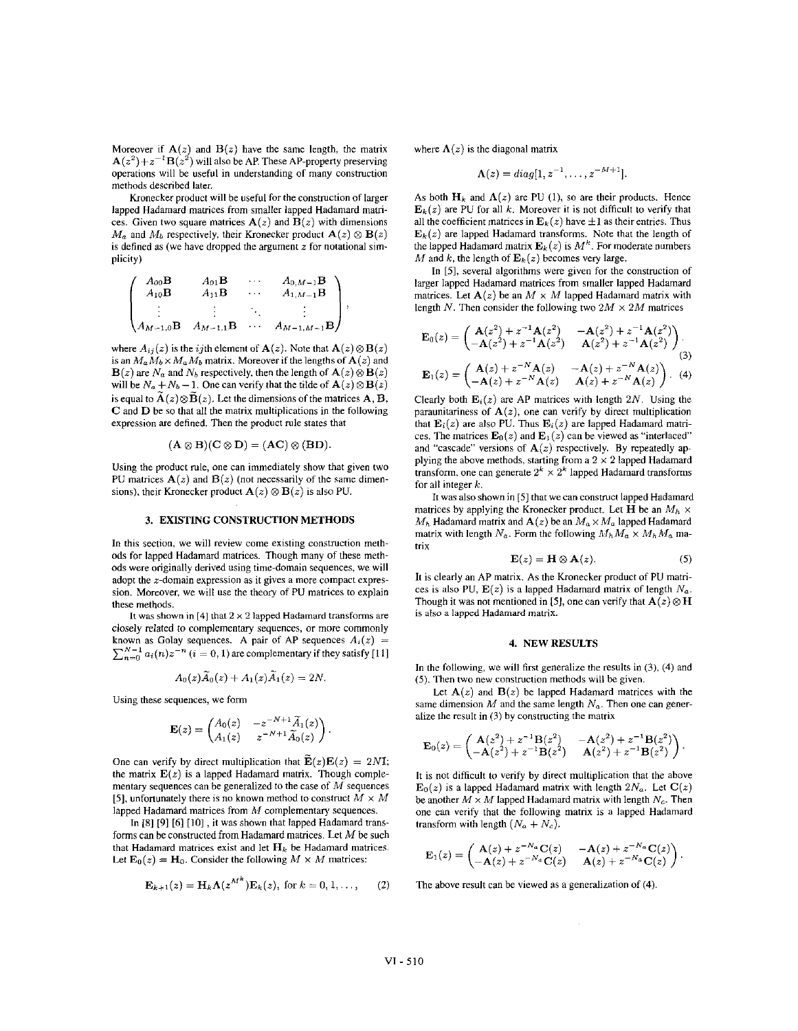Moreover if $\mathbf{A}(z)$ and $\mathbf{B}(z)$ have the same length, the matrix $\mathbf{A}(z^2)+z^{-1}\mathbf{B}(z^2)$ will also be AP. These AP-property preserving operations will be useful in understanding of many construction methods described later.

Kronecker product will be useful for the construction of larger lapped Hadamard matrices from smaller lapped Hadamard matrices. Given two square matrices $\mathbf{A}(z)$ and $\mathbf{B}(z)$ with dimensions $M_a$ and $M_b$ respectively, their Kronecker product $\mathbf{A}(z) \otimes \mathbf{B}(z)$ is defined as (we have dropped the argument $z$ for notational simplicity)

$$\begin{pmatrix} A_{00}\mathbf{B} & A_{01}\mathbf{B} & \cdots & A_{0,M-1}\mathbf{B} \\ A_{10}\mathbf{B} & A_{11}\mathbf{B} & \cdots & A_{1,M-1}\mathbf{B} \\ \vdots & \vdots & \ddots & \vdots \\ A_{M-1,0}\mathbf{B} & A_{M-1,1}\mathbf{B} & \cdots & A_{M-1,M-1}\mathbf{B} \end{pmatrix},$$

where $A_{ij}(z)$ is the $ij$th element of $\mathbf{A}(z)$. Note that $\mathbf{A}(z) \otimes \mathbf{B}(z)$ is an $M_a M_b \times M_a M_b$ matrix. Moreover if the lengths of $\mathbf{A}(z)$ and $\mathbf{B}(z)$ are $N_a$ and $N_b$ respectively, then the length of $\mathbf{A}(z) \otimes \mathbf{B}(z)$ will be $N_a + N_b - 1$. One can verify that the tilde of $\mathbf{A}(z) \otimes \mathbf{B}(z)$ is equal to $\widetilde{\mathbf{A}}(z) \otimes \widetilde{\mathbf{B}}(z)$. Let the dimensions of the matrices $\mathbf{A}$, $\mathbf{B}$, $\mathbf{C}$ and $\mathbf{D}$ be so that all the matrix multiplications in the following expression are defined. Then the product rule states that

$$(\mathbf{A} \otimes \mathbf{B})(\mathbf{C} \otimes \mathbf{D}) = (\mathbf{AC}) \otimes (\mathbf{BD}).$$

Using the product rule, one can immediately show that given two PU matrices $\mathbf{A}(z)$ and $\mathbf{B}(z)$ (not necessarily of the same dimensions), their Kronecker product $\mathbf{A}(z) \otimes \mathbf{B}(z)$ is also PU.

## 3. EXISTING CONSTRUCTION METHODS

In this section, we will review come existing construction methods for lapped Hadamard matrices. Though many of these methods were originally derived using time-domain sequences, we will adopt the $z$-domain expression as it gives a more compact expression. Moreover, we will use the theory of PU matrices to explain these methods.

It was shown in [4] that $2 \times 2$ lapped Hadamard transforms are closely related to complementary sequences, or more commonly known as Golay sequences. A pair of AP sequences $A_i(z) = \sum_{n=0}^{N-1} a_i(n) z^{-n}$ $(i = 0, 1)$ are complementary if they satisfy [11]

$$A_0(z)\widetilde{A}_0(z) + A_1(z)\widetilde{A}_1(z) = 2N.$$

Using these sequences, we form

$$\mathbf{E}(z) = \begin{pmatrix} A_0(z) & -z^{-N+1}\widetilde{A}_1(z) \\ A_1(z) & z^{-N+1}\widetilde{A}_0(z) \end{pmatrix}.$$

One can verify by direct multiplication that $\widetilde{\mathbf{E}}(z)\mathbf{E}(z) = 2N\mathbf{I}$; the matrix $\mathbf{E}(z)$ is a lapped Hadamard matrix. Though complementary sequences can be generalized to the case of $M$ sequences [5], unfortunately there is no known method to construct $M \times M$ lapped Hadamard matrices from $M$ complementary sequences.

In [8] [9] [6] [10], it was shown that lapped Hadamard transforms can be constructed from Hadamard matrices. Let $M$ be such that Hadamard matrices exist and let $\mathbf{H}_k$ be Hadamard matrices. Let $\mathbf{E}_0(z) = \mathbf{H}_0$. Consider the following $M \times M$ matrices:

$$\mathbf{E}_{k+1}(z) = \mathbf{H}_k \mathbf{\Lambda}(z^{M^k}) \mathbf{E}_k(z), \text{ for } k = 0, 1, \ldots, \qquad (2)$$

where $\mathbf{\Lambda}(z)$ is the diagonal matrix

$$\mathbf{\Lambda}(z) = diag[1, z^{-1}, \ldots, z^{-M+1}].$$

As both $\mathbf{H}_k$ and $\mathbf{\Lambda}(z)$ are PU (1), so are their products. Hence $\mathbf{E}_k(z)$ are PU for all $k$. Moreover it is not difficult to verify that all the coefficient matrices in $\mathbf{E}_k(z)$ have $\pm 1$ as their entries. Thus $\mathbf{E}_k(z)$ are lapped Hadamard transforms. Note that the length of the lapped Hadamard matrix $\mathbf{E}_k(z)$ is $M^k$. For moderate numbers $M$ and $k$, the length of $\mathbf{E}_k(z)$ becomes very large.

In [5], several algorithms were given for the construction of larger lapped Hadamard matrices from smaller lapped Hadamard matrices. Let $\mathbf{A}(z)$ be an $M \times M$ lapped Hadamard matrix with length $N$. Then consider the following two $2M \times 2M$ matrices

$$\mathbf{E}_0(z) = \begin{pmatrix} \mathbf{A}(z^2) + z^{-1}\mathbf{A}(z^2) & -\mathbf{A}(z^2) + z^{-1}\mathbf{A}(z^2) \\ -\mathbf{A}(z^2) + z^{-1}\mathbf{A}(z^2) & \mathbf{A}(z^2) + z^{-1}\mathbf{A}(z^2) \end{pmatrix}, \qquad (3)$$

$$\mathbf{E}_1(z) = \begin{pmatrix} \mathbf{A}(z) + z^{-N}\mathbf{A}(z) & -\mathbf{A}(z) + z^{-N}\mathbf{A}(z) \\ -\mathbf{A}(z) + z^{-N}\mathbf{A}(z) & \mathbf{A}(z) + z^{-N}\mathbf{A}(z) \end{pmatrix}. \qquad (4)$$

Clearly both $\mathbf{E}_i(z)$ are AP matrices with length $2N$. Using the paraunitariness of $\mathbf{A}(z)$, one can verify by direct multiplication that $\mathbf{E}_i(z)$ are also PU. Thus $\mathbf{E}_i(z)$ are lapped Hadamard matrices. The matrices $\mathbf{E}_0(z)$ and $\mathbf{E}_1(z)$ can be viewed as "interlaced" and "cascade" versions of $\mathbf{A}(z)$ respectively. By repeatedly applying the above methods, starting from a $2 \times 2$ lapped Hadamard transform, one can generate $2^k \times 2^k$ lapped Hadamard transforms for all integer $k$.

It was also shown in [5] that we can construct lapped Hadamard matrices by applying the Kronecker product. Let $\mathbf{H}$ be an $M_h \times M_h$ Hadamard matrix and $\mathbf{A}(z)$ be an $M_a \times M_a$ lapped Hadamard matrix with length $N_a$. Form the following $M_h M_a \times M_h M_a$ matrix

$$\mathbf{E}(z) = \mathbf{H} \otimes \mathbf{A}(z). \qquad (5)$$

It is clearly an AP matrix. As the Kronecker product of PU matrices is also PU, $\mathbf{E}(z)$ is a lapped Hadamard matrix of length $N_a$. Though it was not mentioned in [5], one can verify that $\mathbf{A}(z) \otimes \mathbf{H}$ is also a lapped Hadamard matrix.

## 4. NEW RESULTS

In the following, we will first generalize the results in (3), (4) and (5). Then two new construction methods will be given.

Let $\mathbf{A}(z)$ and $\mathbf{B}(z)$ be lapped Hadamard matrices with the same dimension $M$ and the same length $N_a$. Then one can generalize the result in (3) by constructing the matrix

$$\mathbf{E}_0(z) = \begin{pmatrix} \mathbf{A}(z^2) + z^{-1}\mathbf{B}(z^2) & -\mathbf{A}(z^2) + z^{-1}\mathbf{B}(z^2) \\ -\mathbf{A}(z^2) + z^{-1}\mathbf{B}(z^2) & \mathbf{A}(z^2) + z^{-1}\mathbf{B}(z^2) \end{pmatrix}.$$

It is not difficult to verify by direct multiplication that the above $\mathbf{E}_0(z)$ is a lapped Hadamard matrix with length $2N_a$. Let $\mathbf{C}(z)$ be another $M \times M$ lapped Hadamard matrix with length $N_c$. Then one can verify that the following matrix is a lapped Hadamard transform with length $(N_a + N_c)$.

$$\mathbf{E}_1(z) = \begin{pmatrix} \mathbf{A}(z) + z^{-N_a}\mathbf{C}(z) & -\mathbf{A}(z) + z^{-N_a}\mathbf{C}(z) \\ -\mathbf{A}(z) + z^{-N_a}\mathbf{C}(z) & \mathbf{A}(z) + z^{-N_a}\mathbf{C}(z) \end{pmatrix}.$$

The above result can be viewed as a generalization of (4).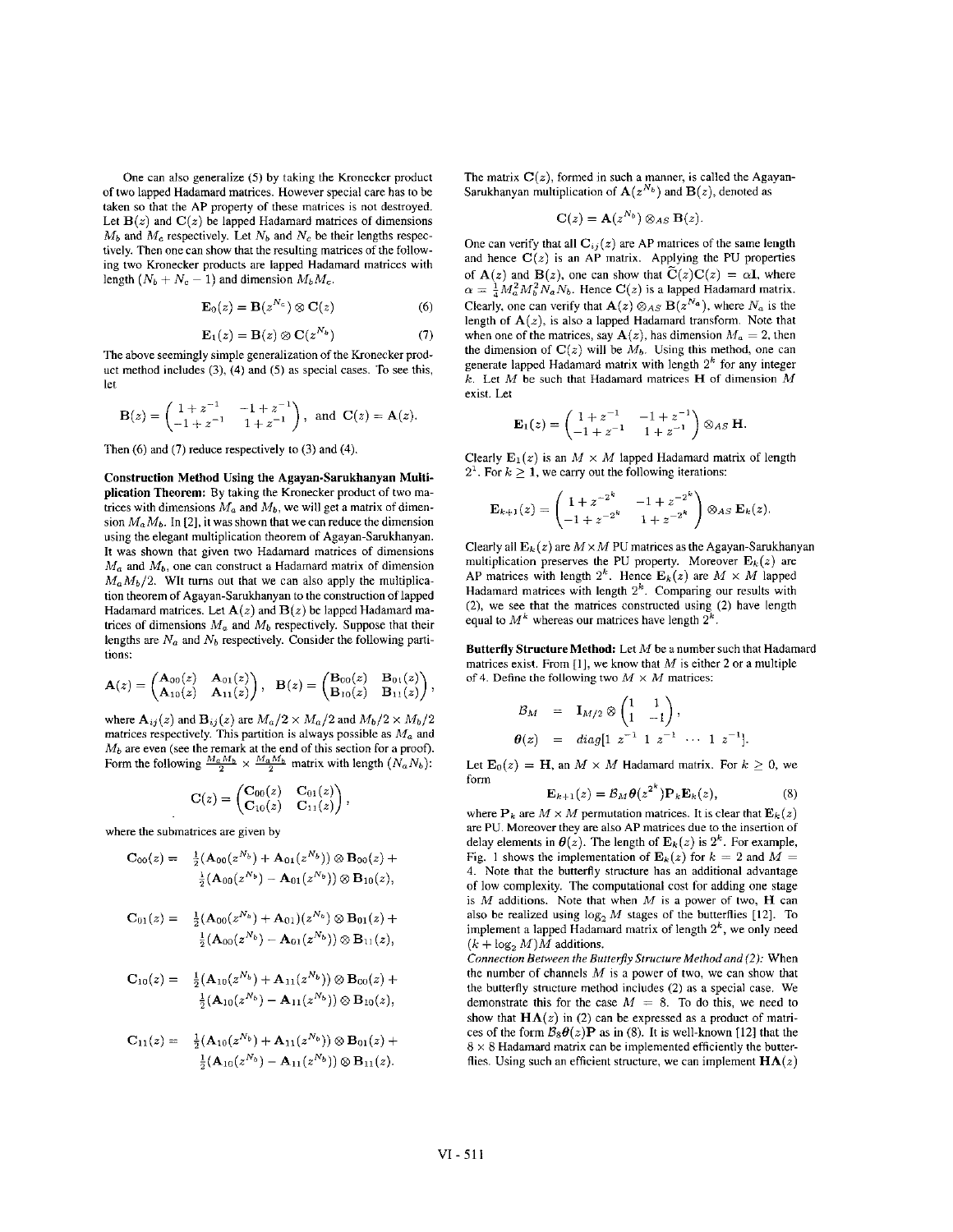One can also generalize (5) by taking the Kronecker product of two lapped Hadamard matrices. However special care has to be taken so that the AP property of these matrices is not destroyed. Let $\mathbf{B}(z)$ and $\mathbf{C}(z)$ be lapped Hadamard matrices of dimensions $M_b$ and $M_c$ respectively. Let $N_b$ and $N_c$ be their lengths respectively. Then one can show that the resulting matrices of the following two Kronecker products are lapped Hadamard matrices with length $(N_b + N_c - 1)$ and dimension $M_b M_c$.

$$\mathbf{E}_0(z) = \mathbf{B}(z^{N_c}) \otimes \mathbf{C}(z) \tag{6}$$

$$\mathbf{E}_1(z) = \mathbf{B}(z) \otimes \mathbf{C}(z^{N_b}) \tag{7}$$

The above seemingly simple generalization of the Kronecker product method includes (3), (4) and (5) as special cases. To see this, let

$$\mathbf{B}(z) = \begin{pmatrix} 1+z^{-1} & -1+z^{-1} \\ -1+z^{-1} & 1+z^{-1} \end{pmatrix}, \text{ and } \mathbf{C}(z) = \mathbf{A}(z).$$

Then (6) and (7) reduce respectively to (3) and (4).

**Construction Method Using the Agayan-Sarukhanyan Multiplication Theorem:** By taking the Kronecker product of two matrices with dimensions $M_a$ and $M_b$, we will get a matrix of dimension $M_a M_b$. In [2], it was shown that we can reduce the dimension using the elegant multiplication theorem of Agayan-Sarukhanyan. It was shown that given two Hadamard matrices of dimensions $M_a$ and $M_b$, one can construct a Hadamard matrix of dimension $M_a M_b/2$. WIt turns out that we can also apply the multiplication theorem of Agayan-Sarukhanyan to the construction of lapped Hadamard matrices. Let $\mathbf{A}(z)$ and $\mathbf{B}(z)$ be lapped Hadamard matrices of dimensions $M_a$ and $M_b$ respectively. Suppose that their lengths are $N_a$ and $N_b$ respectively. Consider the following partitions:

$$\mathbf{A}(z) = \begin{pmatrix} \mathbf{A}_{00}(z) & \mathbf{A}_{01}(z) \\ \mathbf{A}_{10}(z) & \mathbf{A}_{11}(z) \end{pmatrix}, \quad \mathbf{B}(z) = \begin{pmatrix} \mathbf{B}_{00}(z) & \mathbf{B}_{01}(z) \\ \mathbf{B}_{10}(z) & \mathbf{B}_{11}(z) \end{pmatrix},$$

where $\mathbf{A}_{ij}(z)$ and $\mathbf{B}_{ij}(z)$ are $M_a/2 \times M_a/2$ and $M_b/2 \times M_b/2$ matrices respectively. This partition is always possible as $M_a$ and $M_b$ are even (see the remark at the end of this section for a proof). Form the following $\frac{M_a M_b}{2} \times \frac{M_a M_b}{2}$ matrix with length $(N_a N_b)$:

$$\mathbf{C}(z) = \begin{pmatrix} \mathbf{C}_{00}(z) & \mathbf{C}_{01}(z) \\ \mathbf{C}_{10}(z) & \mathbf{C}_{11}(z) \end{pmatrix},$$

where the submatrices are given by

$$\mathbf{C}_{00}(z) = \tfrac{1}{2}(\mathbf{A}_{00}(z^{N_b}) + \mathbf{A}_{01}(z^{N_b})) \otimes \mathbf{B}_{00}(z) + \tfrac{1}{2}(\mathbf{A}_{00}(z^{N_b}) - \mathbf{A}_{01}(z^{N_b})) \otimes \mathbf{B}_{10}(z),$$

$$\mathbf{C}_{01}(z) = \tfrac{1}{2}(\mathbf{A}_{00}(z^{N_b}) + \mathbf{A}_{01})(z^{N_b}) \otimes \mathbf{B}_{01}(z) + \tfrac{1}{2}(\mathbf{A}_{00}(z^{N_b}) - \mathbf{A}_{01}(z^{N_b})) \otimes \mathbf{B}_{11}(z),$$

$$\mathbf{C}_{10}(z) = \tfrac{1}{2}(\mathbf{A}_{10}(z^{N_b}) + \mathbf{A}_{11}(z^{N_b})) \otimes \mathbf{B}_{00}(z) + \tfrac{1}{2}(\mathbf{A}_{10}(z^{N_b}) - \mathbf{A}_{11}(z^{N_b})) \otimes \mathbf{B}_{10}(z),$$

$$\mathbf{C}_{11}(z) = \tfrac{1}{2}(\mathbf{A}_{10}(z^{N_b}) + \mathbf{A}_{11}(z^{N_b})) \otimes \mathbf{B}_{01}(z) + \tfrac{1}{2}(\mathbf{A}_{10}(z^{N_b}) - \mathbf{A}_{11}(z^{N_b})) \otimes \mathbf{B}_{11}(z).$$

The matrix $\mathbf{C}(z)$, formed in such a manner, is called the Agayan-Sarukhanyan multiplication of $\mathbf{A}(z^{N_b})$ and $\mathbf{B}(z)$, denoted as

$$\mathbf{C}(z) = \mathbf{A}(z^{N_b}) \otimes_{AS} \mathbf{B}(z).$$

One can verify that all $\mathbf{C}_{ij}(z)$ are AP matrices of the same length and hence $\mathbf{C}(z)$ is an AP matrix. Applying the PU properties of $\mathbf{A}(z)$ and $\mathbf{B}(z)$, one can show that $\widetilde{\mathbf{C}}(z)\mathbf{C}(z) = \alpha\mathbf{I}$, where $\alpha = \frac{1}{4}M_a^2 M_b^2 N_a N_b$. Hence $\mathbf{C}(z)$ is a lapped Hadamard matrix. Clearly, one can verify that $\mathbf{A}(z) \otimes_{AS} \mathbf{B}(z^{N_a})$, where $N_a$ is the length of $\mathbf{A}(z)$, is also a lapped Hadamard transform. Note that when one of the matrices, say $\mathbf{A}(z)$, has dimension $M_a = 2$, then the dimension of $\mathbf{C}(z)$ will be $M_b$. Using this method, one can generate lapped Hadamard matrix with length $2^k$ for any integer $k$. Let $M$ be such that Hadamard matrices $\mathbf{H}$ of dimension $M$ exist. Let

$$\mathbf{E}_1(z) = \begin{pmatrix} 1+z^{-1} & -1+z^{-1} \\ -1+z^{-1} & 1+z^{-1} \end{pmatrix} \otimes_{AS} \mathbf{H}.$$

Clearly $\mathbf{E}_1(z)$ is an $M \times M$ lapped Hadamard matrix of length $2^1$. For $k \geq 1$, we carry out the following iterations:

$$\mathbf{E}_{k+1}(z) = \begin{pmatrix} 1+z^{-2^k} & -1+z^{-2^k} \\ -1+z^{-2^k} & 1+z^{-2^k} \end{pmatrix} \otimes_{AS} \mathbf{E}_k(z).$$

Clearly all $\mathbf{E}_k(z)$ are $M \times M$ PU matrices as the Agayan-Sarukhanyan multiplication preserves the PU property. Moreover $\mathbf{E}_k(z)$ are AP matrices with length $2^k$. Hence $\mathbf{E}_k(z)$ are $M \times M$ lapped Hadamard matrices with length $2^k$. Comparing our results with (2), we see that the matrices constructed using (2) have length equal to $M^k$ whereas our matrices have length $2^k$.

**Butterfly Structure Method:** Let $M$ be a number such that Hadamard matrices exist. From [1], we know that $M$ is either 2 or a multiple of 4. Define the following two $M \times M$ matrices:

$$\mathcal{B}_M = \mathbf{I}_{M/2} \otimes \begin{pmatrix} 1 & 1 \\ 1 & -1 \end{pmatrix},$$

$$\boldsymbol{\theta}(z) = diag[1 \ z^{-1} \ 1 \ z^{-1} \ \cdots \ 1 \ z^{-1}].$$

Let $\mathbf{E}_0(z) = \mathbf{H}$, an $M \times M$ Hadamard matrix. For $k \geq 0$, we form

$$\mathbf{E}_{k+1}(z) = \mathcal{B}_M \boldsymbol{\theta}(z^{2^k}) \mathbf{P}_k \mathbf{E}_k(z), \tag{8}$$

where $\mathbf{P}_k$ are $M \times M$ permutation matrices. It is clear that $\mathbf{E}_k(z)$ are PU. Moreover they are also AP matrices due to the insertion of delay elements in $\boldsymbol{\theta}(z)$. The length of $\mathbf{E}_k(z)$ is $2^k$. For example, Fig. 1 shows the implementation of $\mathbf{E}_k(z)$ for $k = 2$ and $M = 4$. Note that the butterfly structure has an additional advantage of low complexity. The computational cost for adding one stage is $M$ additions. Note that when $M$ is a power of two, $\mathbf{H}$ can also be realized using $\log_2 M$ stages of the butterflies [12]. To implement a lapped Hadamard matrix of length $2^k$, we only need $(k + \log_2 M)M$ additions.

*Connection Between the Butterfly Structure Method and (2):* When the number of channels $M$ is a power of two, we can show that the butterfly structure method includes (2) as a special case. We demonstrate this for the case $M = 8$. To do this, we need to show that $\mathbf{HA}(z)$ in (2) can be expressed as a product of matrices of the form $\mathcal{B}_8\boldsymbol{\theta}(z)\mathbf{P}$ as in (8). It is well-known [12] that the $8 \times 8$ Hadamard matrix can be implemented efficiently the butterflies. Using such an efficient structure, we can implement $\mathbf{HA}(z)$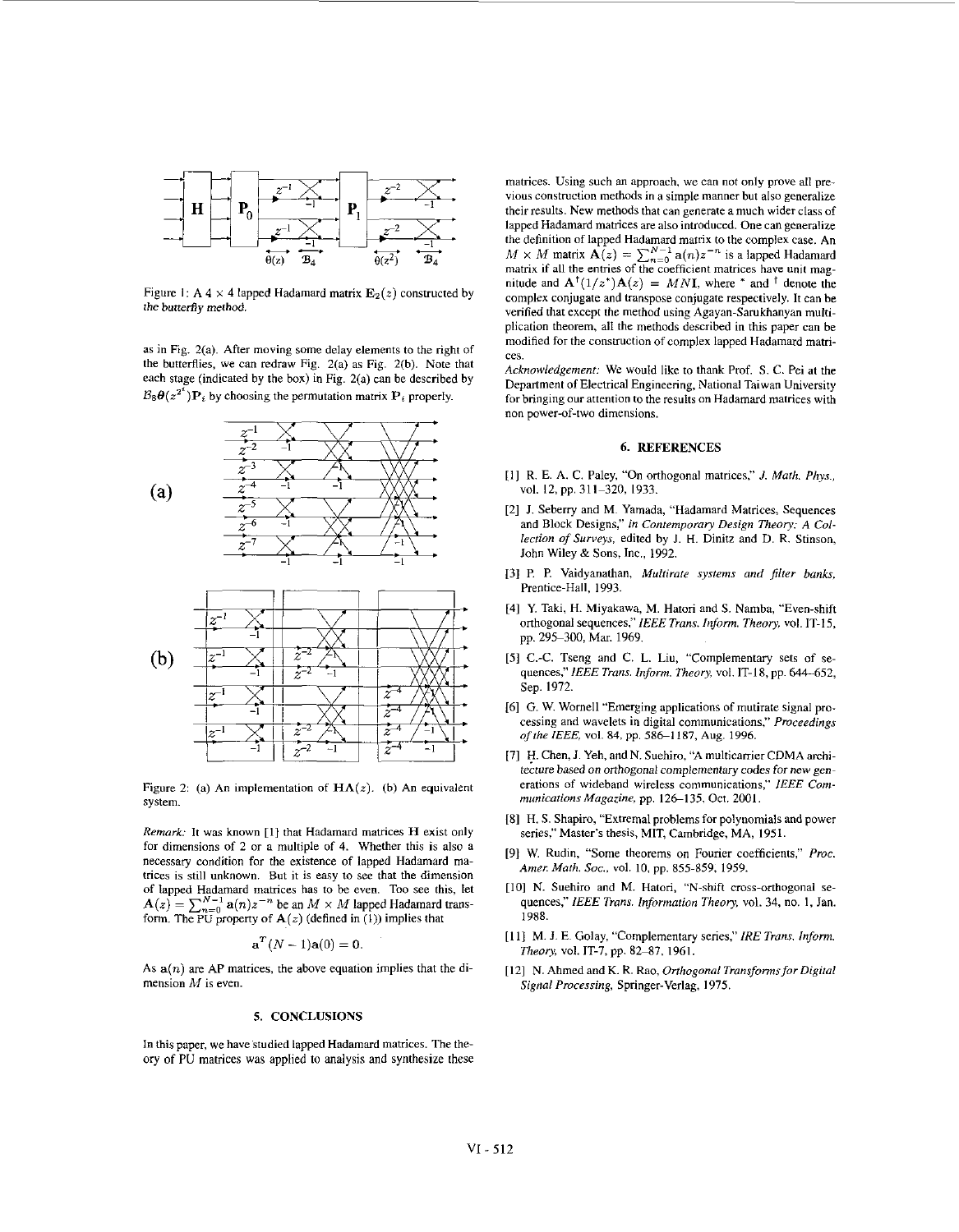Figure 1: A $4 \times 4$ lapped Hadamard matrix $\mathbf{E}_2(z)$ constructed by the butterfly method.

as in Fig. 2(a). After moving some delay elements to the right of the butterflies, we can redraw Fig. 2(a) as Fig. 2(b). Note that each stage (indicated by the box) in Fig. 2(a) can be described by $\mathcal{B}_8\theta(z^{2^i})\mathbf{P}_i$ by choosing the permutation matrix $\mathbf{P}_i$ properly.

Figure 2: (a) An implementation of $\mathbf{H}\Lambda(z)$. (b) An equivalent system.

*Remark:* It was known [1] that Hadamard matrices $\mathbf{H}$ exist only for dimensions of 2 or a multiple of 4. Whether this is also a necessary condition for the existence of lapped Hadamard matrices is still unknown. But it is easy to see that the dimension of lapped Hadamard matrices has to be even. Too see this, let $\mathbf{A}(z) = \sum_{n=0}^{N-1} \mathbf{a}(n)z^{-n}$ be an $M \times M$ lapped Hadamard transform. The PU property of $\mathbf{A}(z)$ (defined in (1)) implies that

$$\mathbf{a}^T(N-1)\mathbf{a}(0) = \mathbf{0}.$$

As $\mathbf{a}(n)$ are AP matrices, the above equation implies that the dimension $M$ is even.

## 5. CONCLUSIONS

In this paper, we have studied lapped Hadamard matrices. The theory of PU matrices was applied to analysis and synthesize these matrices. Using such an approach, we can not only prove all previous construction methods in a simple manner but also generalize their results. New methods that can generate a much wider class of lapped Hadamard matrices are also introduced. One can generalize the definition of lapped Hadamard matrix to the complex case. An $M \times M$ matrix $\mathbf{A}(z) = \sum_{n=0}^{N-1} \mathbf{a}(n)z^{-n}$ is a lapped Hadamard matrix if all the entries of the coefficient matrices have unit magnitude and $\mathbf{A}^\dagger(1/z^*)\mathbf{A}(z) = MN\mathbf{I}$, where $^*$ and $^\dagger$ denote the complex conjugate and transpose conjugate respectively. It can be verified that except the method using Agayan-Sarukhanyan multiplication theorem, all the methods described in this paper can be modified for the construction of complex lapped Hadamard matrices.

*Acknowledgement:* We would like to thank Prof. S. C. Pei at the Department of Electrical Engineering, National Taiwan University for bringing our attention to the results on Hadamard matrices with non power-of-two dimensions.

## 6. REFERENCES

[1] R. E. A. C. Paley, "On orthogonal matrices," *J. Math. Phys.*, vol. 12, pp. 311–320, 1933.

[2] J. Seberry and M. Yamada, "Hadamard Matrices, Sequences and Block Designs," *in Contemporary Design Theory: A Collection of Surveys*, edited by J. H. Dinitz and D. R. Stinson, John Wiley & Sons, Inc., 1992.

[3] P. P. Vaidyanathan, *Multirate systems and filter banks*, Prentice-Hall, 1993.

[4] Y. Taki, H. Miyakawa, M. Hatori and S. Namba, "Even-shift orthogonal sequences," *IEEE Trans. Inform. Theory*, vol. IT-15, pp. 295–300, Mar. 1969.

[5] C.-C. Tseng and C. L. Liu, "Complementary sets of sequences," *IEEE Trans. Inform. Theory*, vol. IT-18, pp. 644–652, Sep. 1972.

[6] G. W. Wornell "Emerging applications of mutirate signal processing and wavelets in digital communications," *Proceedings of the IEEE*, vol. 84, pp. 586–1187, Aug. 1996.

[7] H. Chen, J. Yeh, and N. Suehiro, "A multicarrier CDMA architecture based on orthogonal complementary codes for new generations of wideband wireless communications," *IEEE Communications Magazine*, pp. 126–135, Oct. 2001.

[8] H. S. Shapiro, "Extremal problems for polynomials and power series," Master's thesis, MIT, Cambridge, MA, 1951.

[9] W. Rudin, "Some theorems on Fourier coefficients," *Proc. Amer. Math. Soc.*, vol. 10, pp. 855-859, 1959.

[10] N. Suehiro and M. Hatori, "N-shift cross-orthogonal sequences," *IEEE Trans. Information Theory*, vol. 34, no. 1, Jan. 1988.

[11] M. J. E. Golay, "Complementary series," *IRE Trans. Inform. Theory*, vol. IT-7, pp. 82–87, 1961.

[12] N. Ahmed and K. R. Rao, *Orthogonal Transforms for Digital Signal Processing*, Springer-Verlag, 1975.